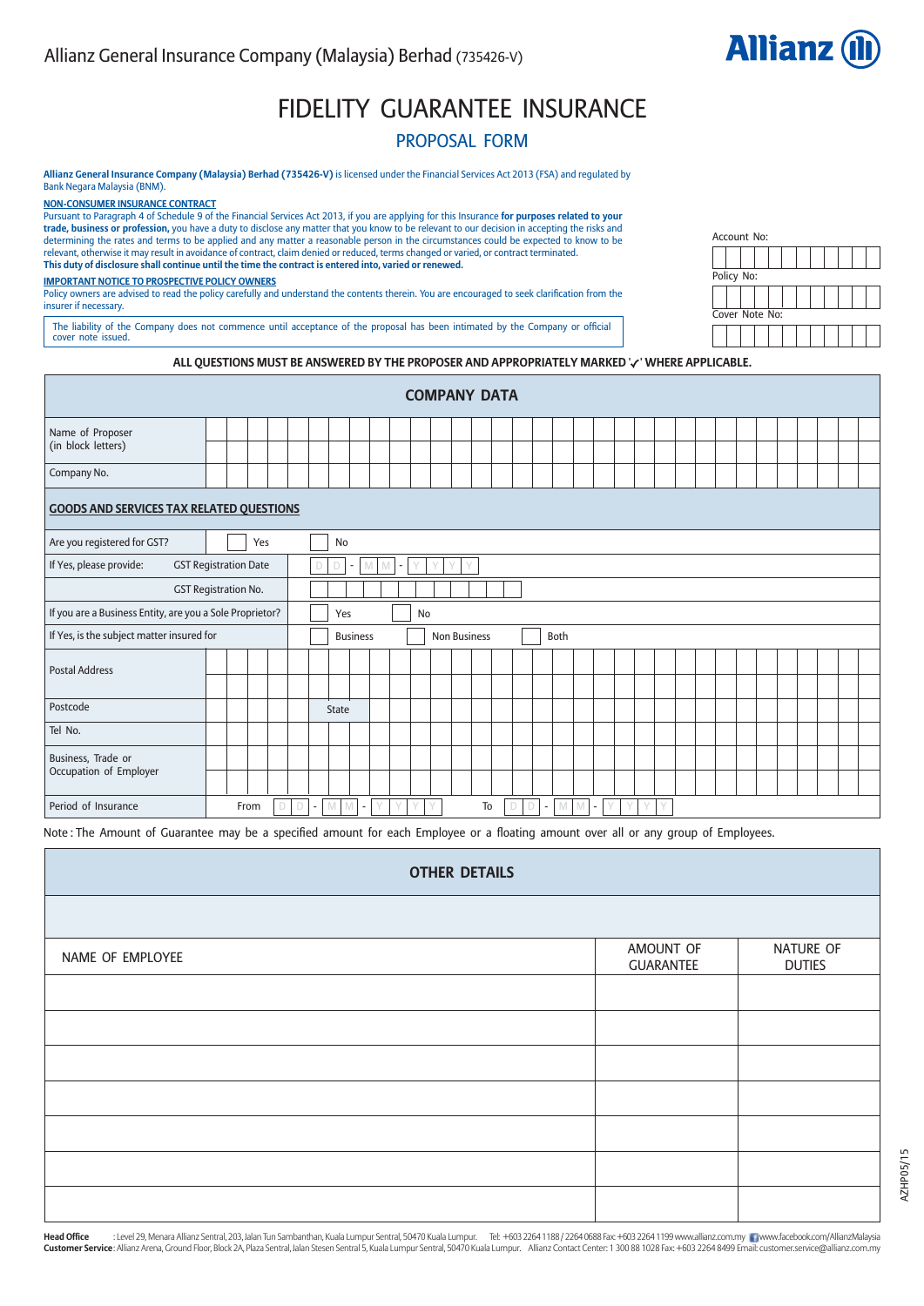Allianz General Insurance Company (Malaysia) Berhad (735426-V)

# FIDELITY GUARANTEE INSURANCE

## PROPOSAL FORM

**Allianz General Insurance Company (Malaysia) Berhad (735426-V)** is licensed under the Financial Services Act 2013 (FSA) and regulated by Bank Negara Malaysia (BNM).

**NON-CONSUMER INSURANCE CONTRACT**

Pursuant to Paragraph 4 of Schedule 9 of the Financial Services Act 2013, if you are applying for this Insurance **for purposes related to your trade, business or profession,** you have a duty to disclose any matter that you know to be relevant to our decision in accepting the risks and determining the rates and terms to be applied and any matter a reasonable person in the circumstances could be expected to know to be relevant, otherwise it may result in avoidance of contract, claim denied or reduced, terms changed or varied, or contract terminated.
**This duty of disclosure shall continue until the time the contract is entered into, varied or renewed.**

**IMPORTANT NOTICE TO PROSPECTIVE POLICY OWNERS**

Policy owners are advised to read the policy carefully and understand the contents therein. You are encouraged to seek clarification from the insurer if necessary.

The liability of the Company does not commence until acceptance of the proposal has been intimated by the Company or official cover note issued.

| Account No: |
|---|
| Policy No: |
| Cover Note No: |

**ALL QUESTIONS MUST BE ANSWERED BY THE PROPOSER AND APPROPRIATELY MARKED '✓' WHERE APPLICABLE.**

| COMPANY DATA | |
|---|---|
| Name of Proposer (in block letters) | |
| Company No. | |
| **GOODS AND SERVICES TAX RELATED QUESTIONS** | |
| Are you registered for GST? | ☐ Yes ☐ No |
| If Yes, please provide: GST Registration Date | D D - M M - Y Y Y Y |
| GST Registration No. | |
| If you are a Business Entity, are you a Sole Proprietor? | ☐ Yes ☐ No |
| If Yes, is the subject matter insured for | ☐ Business ☐ Non Business ☐ Both |
| Postal Address | |
| Postcode | State |
| Tel No. | |
| Business, Trade or Occupation of Employer | |
| Period of Insurance | From D D - M M - Y Y Y Y To D D - M M - Y Y Y Y |

Note : The Amount of Guarantee may be a specified amount for each Employee or a floating amount over all or any group of Employees.

**OTHER DETAILS**

| NAME OF EMPLOYEE | AMOUNT OF GUARANTEE | NATURE OF DUTIES |
|---|---|---|
| | | |
| | | |
| | | |
| | | |
| | | |
| | | |
| | | |

**Head Office** : Level 29, Menara Allianz Sentral, 203, Jalan Tun Sambanthan, Kuala Lumpur Sentral, 50470 Kuala Lumpur. Tel: +603 2264 1188 / 2264 0688 Fax: +603 2264 1199 www.allianz.com.my www.facebook.com/AllianzMalaysia
**Customer Service**: Allianz Arena, Ground Floor, Block 2A, Plaza Sentral, Jalan Stesen Sentral 5, Kuala Lumpur Sentral, 50470 Kuala Lumpur. Allianz Contact Center: 1 300 88 1028 Fax: +603 2264 8499 Email: customer.service@allianz.com.my

AZHP05/15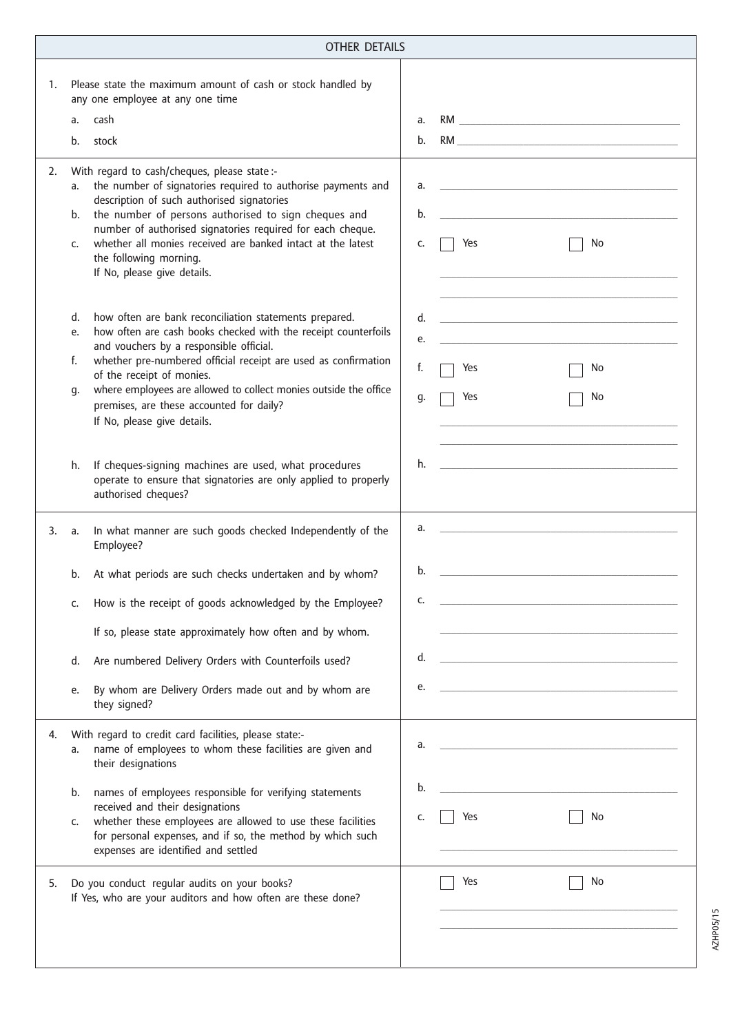## OTHER DETAILS

| | |
|---|---|
| 1. Please state the maximum amount of cash or stock handled by any one employee at any one time<br>a. cash<br>b. stock | a. RM ____________<br>b. RM ____________ |
| 2. With regard to cash/cheques, please state :-<br>a. the number of signatories required to authorise payments and description of such authorised signatories<br>b. the number of persons authorised to sign cheques and number of authorised signatories required for each cheque.<br>c. whether all monies received are banked intact at the latest the following morning.<br>If No, please give details.<br><br>d. how often are bank reconciliation statements prepared.<br>e. how often are cash books checked with the receipt counterfoils and vouchers by a responsible official.<br>f. whether pre-numbered official receipt are used as confirmation of the receipt of monies.<br>g. where employees are allowed to collect monies outside the office premises, are these accounted for daily?<br>If No, please give details.<br><br>h. If cheques-signing machines are used, what procedures operate to ensure that signatories are only applied to properly authorised cheques? | a. ____________<br>b. ____________<br>c. ☐ Yes ☐ No<br>____________<br>____________<br>d. ____________<br>e. ____________<br>f. ☐ Yes ☐ No<br>g. ☐ Yes ☐ No<br>____________<br>____________<br>h. ____________ |
| 3. a. In what manner are such goods checked Independently of the Employee?<br>b. At what periods are such checks undertaken and by whom?<br>c. How is the receipt of goods acknowledged by the Employee?<br>If so, please state approximately how often and by whom.<br>d. Are numbered Delivery Orders with Counterfoils used?<br>e. By whom are Delivery Orders made out and by whom are they signed? | a. ____________<br>b. ____________<br>c. ____________<br>____________<br>d. ____________<br>e. ____________ |
| 4. With regard to credit card facilities, please state:-<br>a. name of employees to whom these facilities are given and their designations<br>b. names of employees responsible for verifying statements received and their designations<br>c. whether these employees are allowed to use these facilities for personal expenses, and if so, the method by which such expenses are identified and settled | a. ____________<br>b. ____________<br>c. ☐ Yes ☐ No<br>____________ |
| 5. Do you conduct regular audits on your books?<br>If Yes, who are your auditors and how often are these done? | ☐ Yes ☐ No<br>____________<br>____________ |

AZHP05/15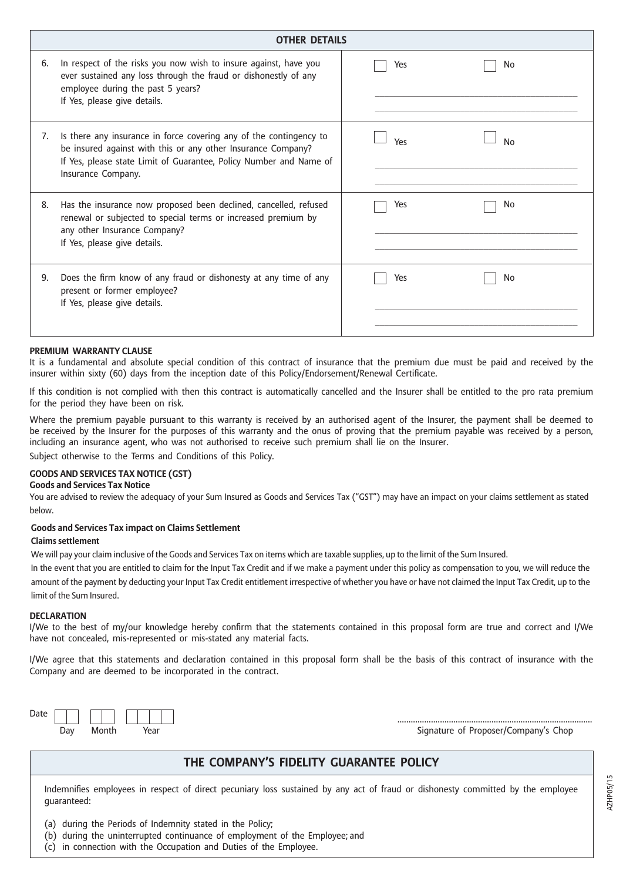| OTHER DETAILS | |
|---|---|
| 6. In respect of the risks you now wish to insure against, have you ever sustained any loss through the fraud or dishonestly of any employee during the past 5 years? If Yes, please give details. | ☐ Yes ☐ No |
| 7. Is there any insurance in force covering any of the contingency to be insured against with this or any other Insurance Company? If Yes, please state Limit of Guarantee, Policy Number and Name of Insurance Company. | ☐ Yes ☐ No |
| 8. Has the insurance now proposed been declined, cancelled, refused renewal or subjected to special terms or increased premium by any other Insurance Company? If Yes, please give details. | ☐ Yes ☐ No |
| 9. Does the firm know of any fraud or dishonesty at any time of any present or former employee? If Yes, please give details. | ☐ Yes ☐ No |

**PREMIUM WARRANTY CLAUSE**

It is a fundamental and absolute special condition of this contract of insurance that the premium due must be paid and received by the insurer within sixty (60) days from the inception date of this Policy/Endorsement/Renewal Certificate.

If this condition is not complied with then this contract is automatically cancelled and the Insurer shall be entitled to the pro rata premium for the period they have been on risk.

Where the premium payable pursuant to this warranty is received by an authorised agent of the Insurer, the payment shall be deemed to be received by the Insurer for the purposes of this warranty and the onus of proving that the premium payable was received by a person, including an insurance agent, who was not authorised to receive such premium shall lie on the Insurer.

Subject otherwise to the Terms and Conditions of this Policy.

**GOODS AND SERVICES TAX NOTICE (GST)**

**Goods and Services Tax Notice**

You are advised to review the adequacy of your Sum Insured as Goods and Services Tax ("GST") may have an impact on your claims settlement as stated below.

**Goods and Services Tax impact on Claims Settlement**

**Claims settlement**

We will pay your claim inclusive of the Goods and Services Tax on items which are taxable supplies, up to the limit of the Sum Insured.

In the event that you are entitled to claim for the Input Tax Credit and if we make a payment under this policy as compensation to you, we will reduce the amount of the payment by deducting your Input Tax Credit entitlement irrespective of whether you have or have not claimed the Input Tax Credit, up to the limit of the Sum Insured.

**DECLARATION**

I/We to the best of my/our knowledge hereby confirm that the statements contained in this proposal form are true and correct and I/We have not concealed, mis-represented or mis-stated any material facts.

I/We agree that this statements and declaration contained in this proposal form shall be the basis of this contract of insurance with the Company and are deemed to be incorporated in the contract.

Date ☐☐ ☐☐ ☐☐☐☐
Day Month Year

..............................................................................
Signature of Proposer/Company's Chop

## THE COMPANY'S FIDELITY GUARANTEE POLICY

Indemnifies employees in respect of direct pecuniary loss sustained by any act of fraud or dishonesty committed by the employee guaranteed:

(a) during the Periods of Indemnity stated in the Policy;
(b) during the uninterrupted continuance of employment of the Employee; and
(c) in connection with the Occupation and Duties of the Employee.

AZHP05/15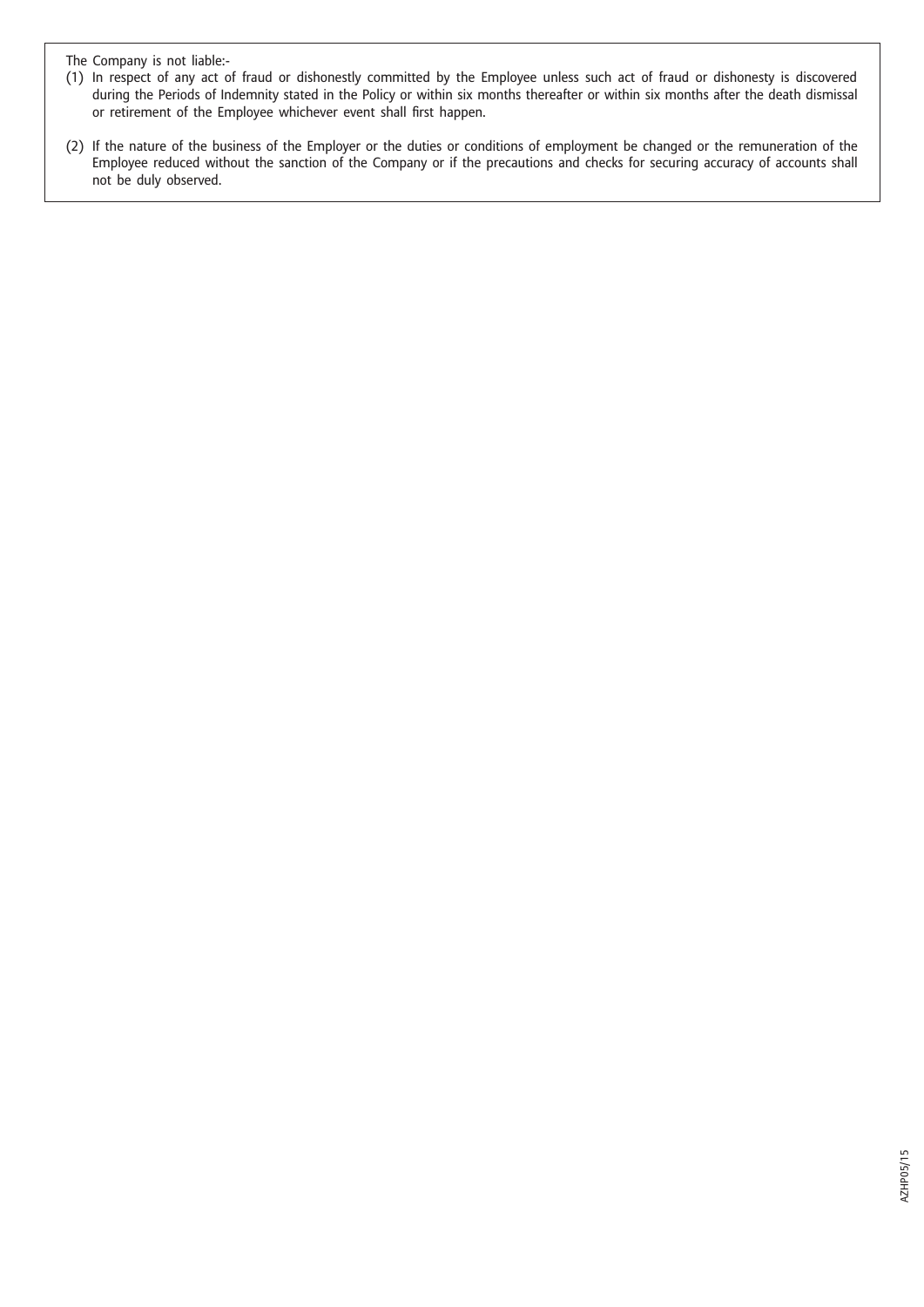The Company is not liable:-

(1) In respect of any act of fraud or dishonestly committed by the Employee unless such act of fraud or dishonesty is discovered during the Periods of Indemnity stated in the Policy or within six months thereafter or within six months after the death dismissal or retirement of the Employee whichever event shall first happen.

(2) If the nature of the business of the Employer or the duties or conditions of employment be changed or the remuneration of the Employee reduced without the sanction of the Company or if the precautions and checks for securing accuracy of accounts shall not be duly observed.

AZHP05/15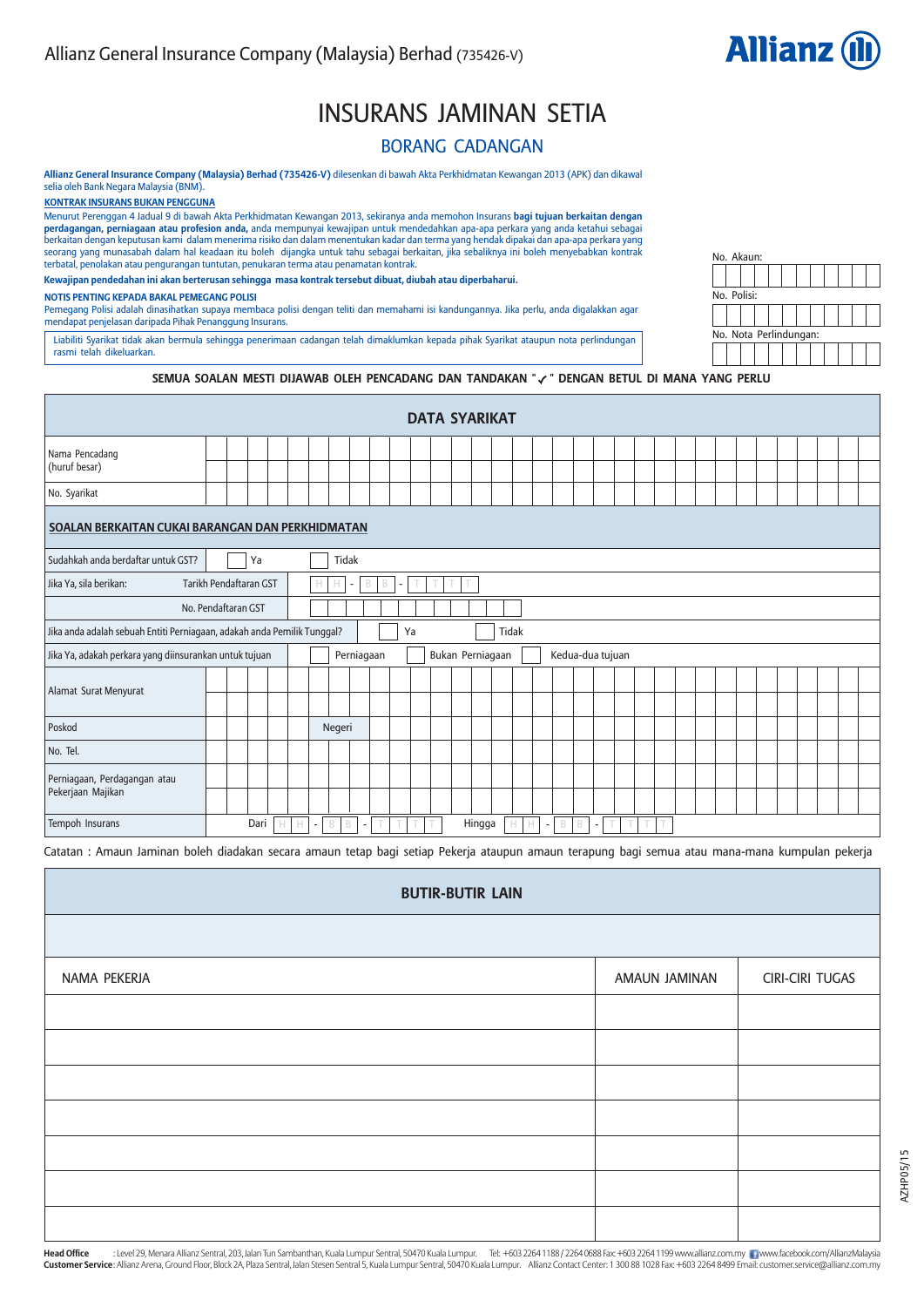Allianz General Insurance Company (Malaysia) Berhad (735426-V)

Allianz

# INSURANS JAMINAN SETIA

## BORANG CADANGAN

**Allianz General Insurance Company (Malaysia) Berhad (735426-V)** dilesenkan di bawah Akta Perkhidmatan Kewangan 2013 (APK) dan dikawal selia oleh Bank Negara Malaysia (BNM).

**KONTRAK INSURANS BUKAN PENGGUNA**

Menurut Perenggan 4 Jadual 9 di bawah Akta Perkhidmatan Kewangan 2013, sekiranya anda memohon Insurans **bagi tujuan berkaitan dengan perdagangan, perniagaan atau profesion anda,** anda mempunyai kewajipan untuk mendedahkan apa-apa perkara yang anda ketahui sebagai berkaitan dengan keputusan kami dalam menerima risiko dan dalam menentukan kadar dan terma yang hendak dipakai dan apa-apa perkara yang seorang yang munasabah dalam hal keadaan itu boleh dijangka untuk tahu sebagai berkaitan, jika sebaliknya ini boleh menyebabkan kontrak terbatal, penolakan atau pengurangan tuntutan, penukaran terma atau penamatan kontrak.

**Kewajipan pendedahan ini akan berterusan sehingga masa kontrak tersebut dibuat, diubah atau diperbaharui.**

**NOTIS PENTING KEPADA BAKAL PEMEGANG POLISI**

Pemegang Polisi adalah dinasihatkan supaya membaca polisi dengan teliti dan memahami isi kandungannya. Jika perlu, anda digalakkan agar mendapat penjelasan daripada Pihak Penanggung Insurans.

Liabiliti Syarikat tidak akan bermula sehingga penerimaan cadangan telah dimaklumkan kepada pihak Syarikat ataupun nota perlindungan rasmi telah dikeluarkan.

No. Akaun:

No. Polisi:

No. Nota Perlindungan:

**SEMUA SOALAN MESTI DIJAWAB OLEH PENCADANG DAN TANDAKAN "✓" DENGAN BETUL DI MANA YANG PERLU**

## DATA SYARIKAT

| | |
|---|---|
| Nama Pencadang (huruf besar) | |
| No. Syarikat | |

**SOALAN BERKAITAN CUKAI BARANGAN DAN PERKHIDMATAN**

| | |
|---|---|
| Sudahkah anda berdaftar untuk GST? | ☐ Ya ☐ Tidak |
| Jika Ya, sila berikan: Tarikh Pendaftaran GST | H H - B B - T T T T |
| No. Pendaftaran GST | |
| Jika anda adalah sebuah Entiti Perniagaan, adakah anda Pemilik Tunggal? | ☐ Ya ☐ Tidak |
| Jika Ya, adakah perkara yang diinsuranskan untuk tujuan | ☐ Perniagaan ☐ Bukan Perniagaan ☐ Kedua-dua tujuan |
| Alamat Surat Menyurat | |
| Poskod | Negeri |
| No. Tel. | |
| Perniagaan, Perdagangan atau Pekerjaan Majikan | |
| Tempoh Insurans | Dari H H - B B - T T T T Hingga H H - B B - T T T T |

Catatan : Amaun Jaminan boleh diadakan secara amaun tetap bagi setiap Pekerja ataupun amaun terapung bagi semua atau mana-mana kumpulan pekerja

## BUTIR-BUTIR LAIN

| NAMA PEKERJA | AMAUN JAMINAN | CIRI-CIRI TUGAS |
|---|---|---|
| | | |
| | | |
| | | |
| | | |
| | | |
| | | |
| | | |

AZHP05/15

**Head Office** : Level 29, Menara Allianz Sentral, 203, Jalan Tun Sambanthan, Kuala Lumpur Sentral, 50470 Kuala Lumpur. Tel: +603 2264 1188 / 2264 0688 Fax: +603 2264 1199 www.allianz.com.my www.facebook.com/AllianzMalaysia
**Customer Service**: Allianz Arena, Ground Floor, Block 2A, Plaza Sentral, Jalan Stesen Sentral 5, Kuala Lumpur Sentral, 50470 Kuala Lumpur. Allianz Contact Center: 1 300 88 1028 Fax: +603 2264 8499 Email: customer.service@allianz.com.my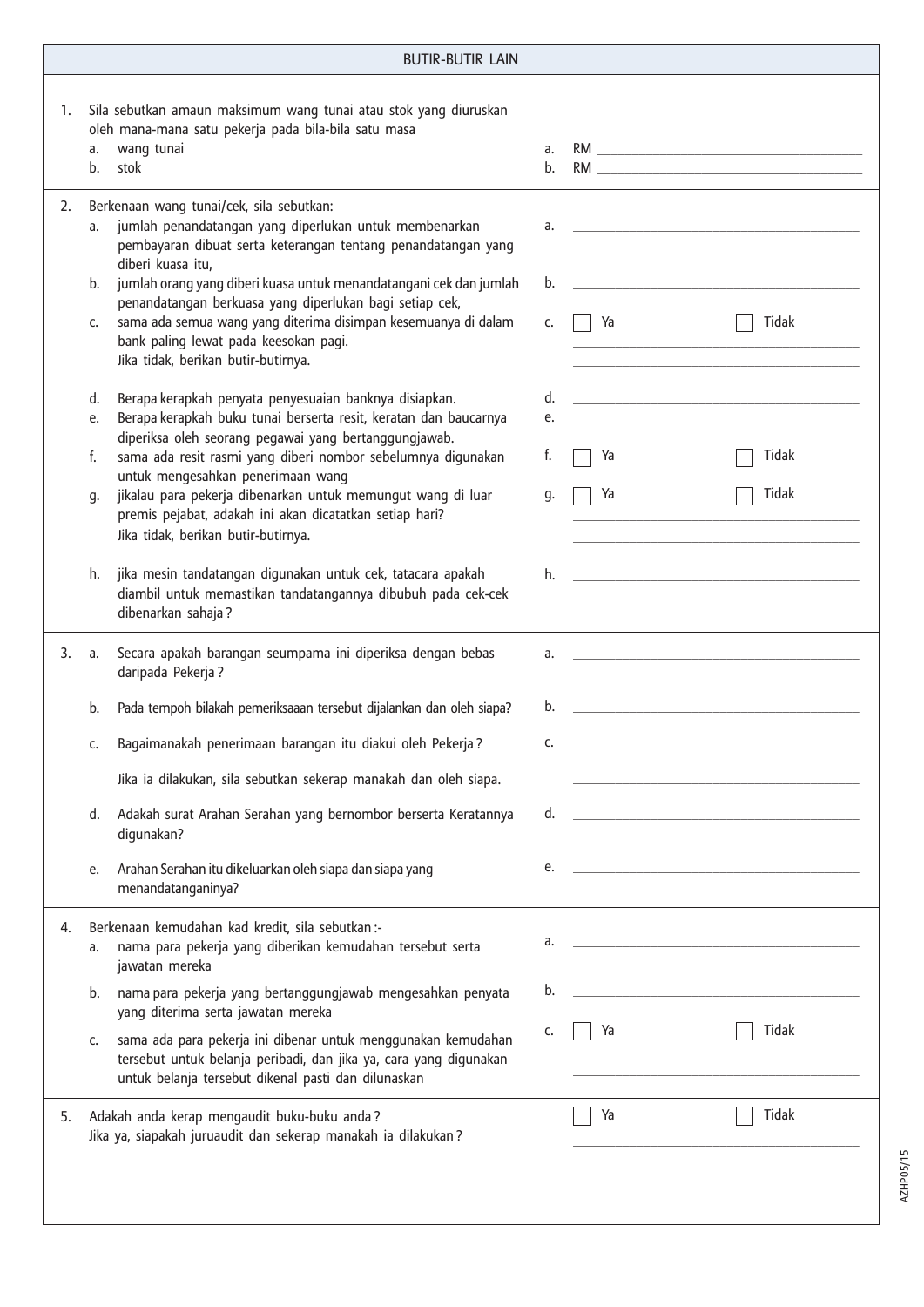| BUTIR-BUTIR LAIN | |
|---|---|
| 1. Sila sebutkan amaun maksimum wang tunai atau stok yang diuruskan oleh mana-mana satu pekerja pada bila-bila satu masa<br>a. wang tunai<br>b. stok | a. RM ______<br>b. RM ______ |
| 2. Berkenaan wang tunai/cek, sila sebutkan:<br>a. jumlah penandatangan yang diperlukan untuk membenarkan pembayaran dibuat serta keterangan tentang penandatangan yang diberi kuasa itu,<br>b. jumlah orang yang diberi kuasa untuk menandatangani cek dan jumlah penandatangan berkuasa yang diperlukan bagi setiap cek,<br>c. sama ada semua wang yang diterima disimpan kesemuanya di dalam bank paling lewat pada keesokan pagi. Jika tidak, berikan butir-butirnya.<br>d. Berapa kerapkah penyata penyesuaian banknya disiapkan.<br>e. Berapa kerapkah buku tunai berserta resit, keratan dan baucarnya diperiksa oleh seorang pegawai yang bertanggungjawab.<br>f. sama ada resit rasmi yang diberi nombor sebelumnya digunakan untuk mengesahkan penerimaan wang<br>g. jikalau para pekerja dibenarkan untuk memungut wang di luar premis pejabat, adakah ini akan dicatatkan setiap hari? Jika tidak, berikan butir-butirnya.<br>h. jika mesin tandatangan digunakan untuk cek, tatacara apakah diambil untuk memastikan tandatangannya dibubuh pada cek-cek dibenarkan sahaja ? | a. ______<br>b. ______<br>c. ☐ Ya ☐ Tidak<br>______<br>d. ______<br>e. ______<br>f. ☐ Ya ☐ Tidak<br>g. ☐ Ya ☐ Tidak<br>______<br>h. ______ |
| 3. a. Secara apakah barangan seumpama ini diperiksa dengan bebas daripada Pekerja ?<br>b. Pada tempoh bilakah pemeriksaaan tersebut dijalankan dan oleh siapa?<br>c. Bagaimanakah penerimaan barangan itu diakui oleh Pekerja ?<br>Jika ia dilakukan, sila sebutkan sekerap manakah dan oleh siapa.<br>d. Adakah surat Arahan Serahan yang bernombor berserta Keratannya digunakan?<br>e. Arahan Serahan itu dikeluarkan oleh siapa dan siapa yang menandatanganinya? | a. ______<br>b. ______<br>c. ______<br>______<br>d. ______<br>e. ______ |
| 4. Berkenaan kemudahan kad kredit, sila sebutkan :-<br>a. nama para pekerja yang diberikan kemudahan tersebut serta jawatan mereka<br>b. nama para pekerja yang bertanggungjawab mengesahkan penyata yang diterima serta jawatan mereka<br>c. sama ada para pekerja ini dibenar untuk menggunakan kemudahan tersebut untuk belanja peribadi, dan jika ya, cara yang digunakan untuk belanja tersebut dikenal pasti dan dilunaskan | a. ______<br>b. ______<br>c. ☐ Ya ☐ Tidak<br>______ |
| 5. Adakah anda kerap mengaudit buku-buku anda ?<br>Jika ya, siapakah juruaudit dan sekerap manakah ia dilakukan ? | ☐ Ya ☐ Tidak<br>______<br>______ |

AZHP05/15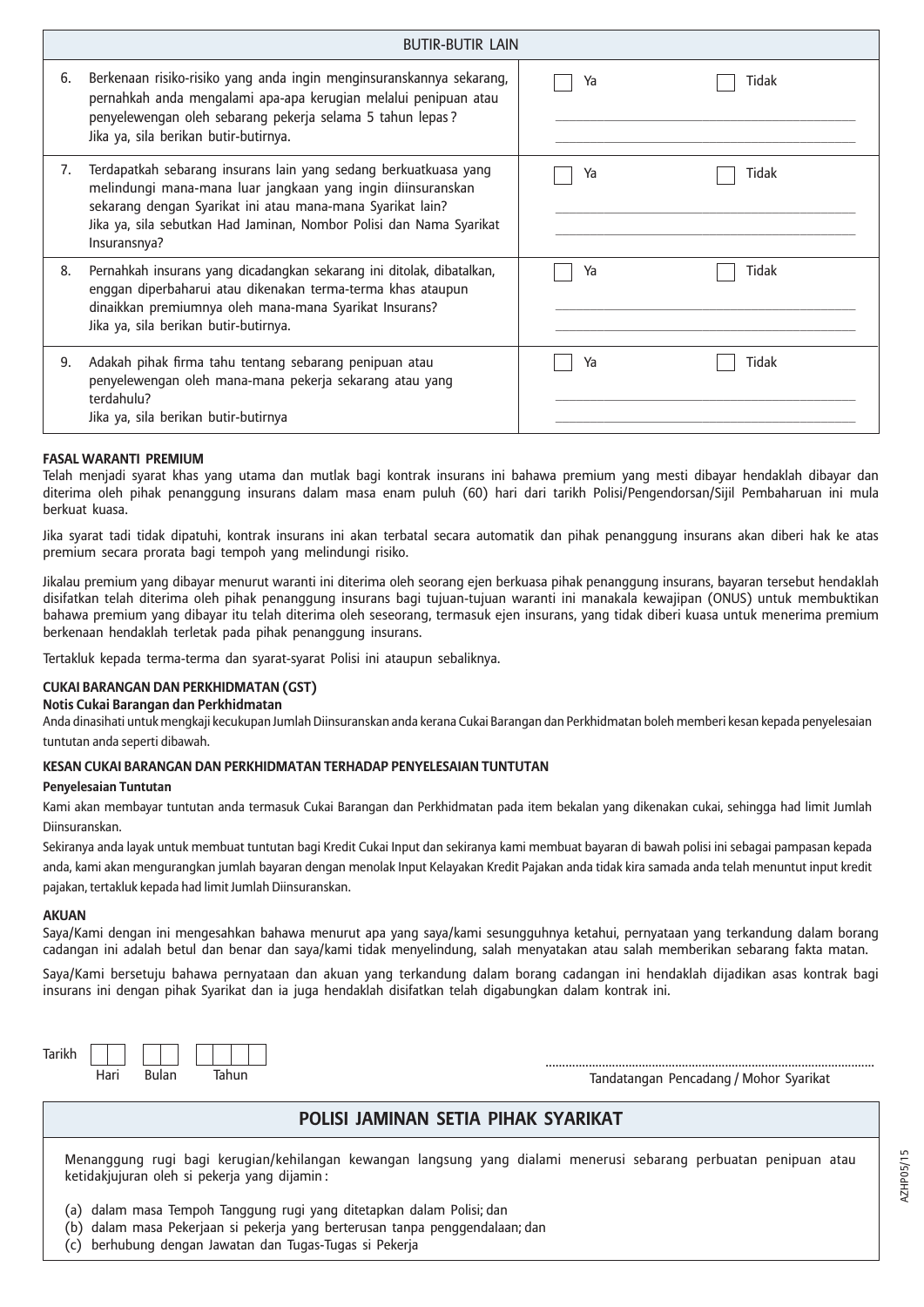| BUTIR-BUTIR LAIN | |
|---|---|
| 6. Berkenaan risiko-risiko yang anda ingin menginsuranskannya sekarang, pernahkah anda mengalami apa-apa kerugian melalui penipuan atau penyelewengan oleh sebarang pekerja selama 5 tahun lepas? Jika ya, sila berikan butir-butirnya. | ☐ Ya ☐ Tidak |
| 7. Terdapatkah sebarang insurans lain yang sedang berkuatkuasa yang melindungi mana-mana luar jangkaan yang ingin diinsuranskan sekarang dengan Syarikat ini atau mana-mana Syarikat lain? Jika ya, sila sebutkan Had Jaminan, Nombor Polisi dan Nama Syarikat Insuransnya? | ☐ Ya ☐ Tidak |
| 8. Pernahkah insurans yang dicadangkan sekarang ini ditolak, dibatalkan, enggan diperbaharui atau dikenakan terma-terma khas ataupun dinaikkan premiumnya oleh mana-mana Syarikat Insurans? Jika ya, sila berikan butir-butirnya. | ☐ Ya ☐ Tidak |
| 9. Adakah pihak firma tahu tentang sebarang penipuan atau penyelewengan oleh mana-mana pekerja sekarang atau yang terdahulu? Jika ya, sila berikan butir-butirnya | ☐ Ya ☐ Tidak |

**FASAL WARANTI PREMIUM**

Telah menjadi syarat khas yang utama dan mutlak bagi kontrak insurans ini bahawa premium yang mesti dibayar hendaklah dibayar dan diterima oleh pihak penanggung insurans dalam masa enam puluh (60) hari dari tarikh Polisi/Pengendorsan/Sijil Pembaharuan ini mula berkuat kuasa.

Jika syarat tadi tidak dipatuhi, kontrak insurans ini akan terbatal secara automatik dan pihak penanggung insurans akan diberi hak ke atas premium secara prorata bagi tempoh yang melindungi risiko.

Jikalau premium yang dibayar menurut waranti ini diterima oleh seorang ejen berkuasa pihak penanggung insurans, bayaran tersebut hendaklah disifatkan telah diterima oleh pihak penanggung insurans bagi tujuan-tujuan waranti ini manakala kewajipan (ONUS) untuk membuktikan bahawa premium yang dibayar itu telah diterima oleh seseorang, termasuk ejen insurans, yang tidak diberi kuasa untuk menerima premium berkenaan hendaklah terletak pada pihak penanggung insurans.

Tertakluk kepada terma-terma dan syarat-syarat Polisi ini ataupun sebaliknya.

**CUKAI BARANGAN DAN PERKHIDMATAN (GST)**

**Notis Cukai Barangan dan Perkhidmatan**

Anda dinasihati untuk mengkaji kecukupan Jumlah Diinsuranskan anda kerana Cukai Barangan dan Perkhidmatan boleh memberi kesan kepada penyelesaian tuntutan anda seperti dibawah.

**KESAN CUKAI BARANGAN DAN PERKHIDMATAN TERHADAP PENYELESAIAN TUNTUTAN**

**Penyelesaian Tuntutan**

Kami akan membayar tuntutan anda termasuk Cukai Barangan dan Perkhidmatan pada item bekalan yang dikenakan cukai, sehingga had limit Jumlah Diinsuranskan.

Sekiranya anda layak untuk membuat tuntutan bagi Kredit Cukai Input dan sekiranya kami membuat bayaran di bawah polisi ini sebagai pampasan kepada anda, kami akan mengurangkan jumlah bayaran dengan menolak Input Kelayakan Kredit Pajakan anda tidak kira samada anda telah menuntut input kredit pajakan, tertakluk kepada had limit Jumlah Diinsuranskan.

**AKUAN**

Saya/Kami dengan ini mengesahkan bahawa menurut apa yang saya/kami sesungguhnya ketahui, pernyataan yang terkandung dalam borang cadangan ini adalah betul dan benar dan saya/kami tidak menyelindung, salah menyatakan atau salah memberikan sebarang fakta matan.

Saya/Kami bersetuju bahawa pernyataan dan akuan yang terkandung dalam borang cadangan ini hendaklah dijadikan asas kontrak bagi insurans ini dengan pihak Syarikat dan ia juga hendaklah disifatkan telah digabungkan dalam kontrak ini.

Tarikh ☐☐ ☐☐ ☐☐☐☐
Hari Bulan Tahun

..................................................................................
Tandatangan Pencadang / Mohor Syarikat

## POLISI JAMINAN SETIA PIHAK SYARIKAT

Menanggung rugi bagi kerugian/kehilangan kewangan langsung yang dialami menerusi sebarang perbuatan penipuan atau ketidakjujuran oleh si pekerja yang dijamin:

(a) dalam masa Tempoh Tanggung rugi yang ditetapkan dalam Polisi; dan
(b) dalam masa Pekerjaan si pekerja yang berterusan tanpa penggendalaan; dan
(c) berhubung dengan Jawatan dan Tugas-Tugas si Pekerja

AZHP05/15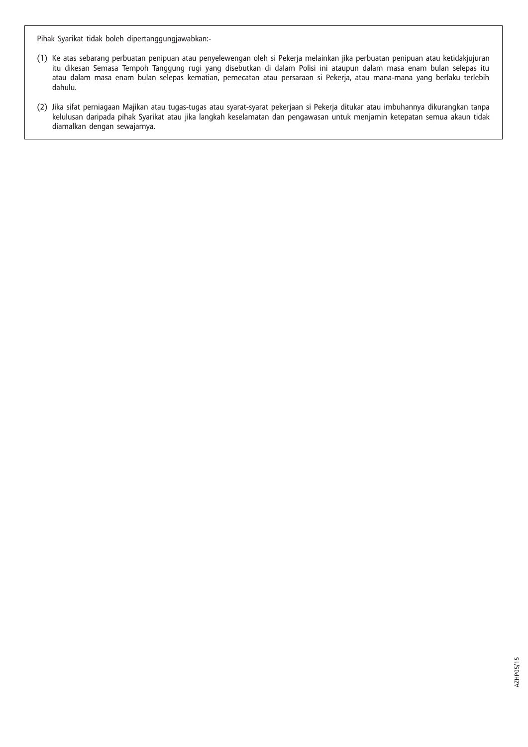Pihak Syarikat tidak boleh dipertanggungjawabkan:-

(1) Ke atas sebarang perbuatan penipuan atau penyelewengan oleh si Pekerja melainkan jika perbuatan penipuan atau ketidakjujuran itu dikesan Semasa Tempoh Tanggung rugi yang disebutkan di dalam Polisi ini ataupun dalam masa enam bulan selepas itu atau dalam masa enam bulan selepas kematian, pemecatan atau persaraan si Pekerja, atau mana-mana yang berlaku terlebih dahulu.

(2) Jika sifat perniagaan Majikan atau tugas-tugas atau syarat-syarat pekerjaan si Pekerja ditukar atau imbuhannya dikurangkan tanpa kelulusan daripada pihak Syarikat atau jika langkah keselamatan dan pengawasan untuk menjamin ketepatan semua akaun tidak diamalkan dengan sewajarnya.

AZHP05/15